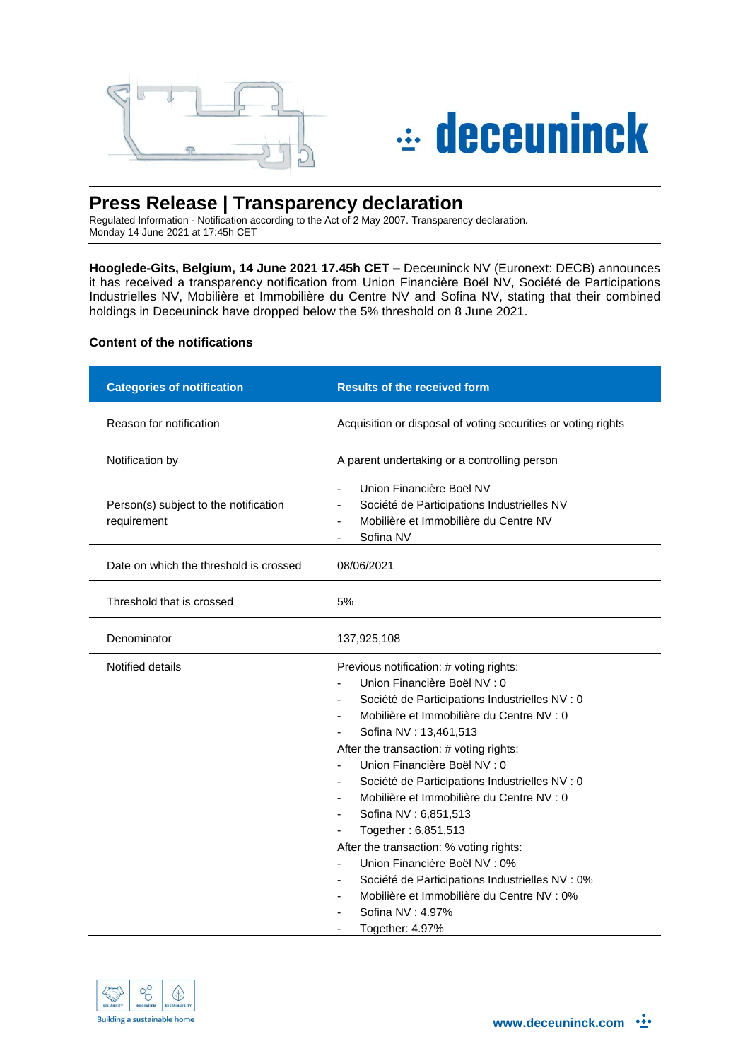# Press Release | Transparency declaration

Regulated Information - Notification according to the Act of 2 May 2007. Transparency declaration.
Monday 14 June 2021 at 17:45h CET

**Hooglede-Gits, Belgium, 14 June 2021 17.45h CET –** Deceuninck NV (Euronext: DECB) announces it has received a transparency notification from Union Financière Boël NV, Société de Participations Industrielles NV, Mobilière et Immobilière du Centre NV and Sofina NV, stating that their combined holdings in Deceuninck have dropped below the 5% threshold on 8 June 2021.

### Content of the notifications

| Categories of notification | Results of the received form |
| --- | --- |
| Reason for notification | Acquisition or disposal of voting securities or voting rights |
| Notification by | A parent undertaking or a controlling person |
| Person(s) subject to the notification requirement | - Union Financière Boël NV<br>- Société de Participations Industrielles NV<br>- Mobilière et Immobilière du Centre NV<br>- Sofina NV |
| Date on which the threshold is crossed | 08/06/2021 |
| Threshold that is crossed | 5% |
| Denominator | 137,925,108 |
| Notified details | Previous notification: # voting rights:<br>- Union Financière Boël NV : 0<br>- Société de Participations Industrielles NV : 0<br>- Mobilière et Immobilière du Centre NV : 0<br>- Sofina NV : 13,461,513<br>After the transaction: # voting rights:<br>- Union Financière Boël NV : 0<br>- Société de Participations Industrielles NV : 0<br>- Mobilière et Immobilière du Centre NV : 0<br>- Sofina NV : 6,851,513<br>- Together : 6,851,513<br>After the transaction: % voting rights:<br>- Union Financière Boël NV : 0%<br>- Société de Participations Industrielles NV : 0%<br>- Mobilière et Immobilière du Centre NV : 0%<br>- Sofina NV : 4.97%<br>- Together: 4.97% |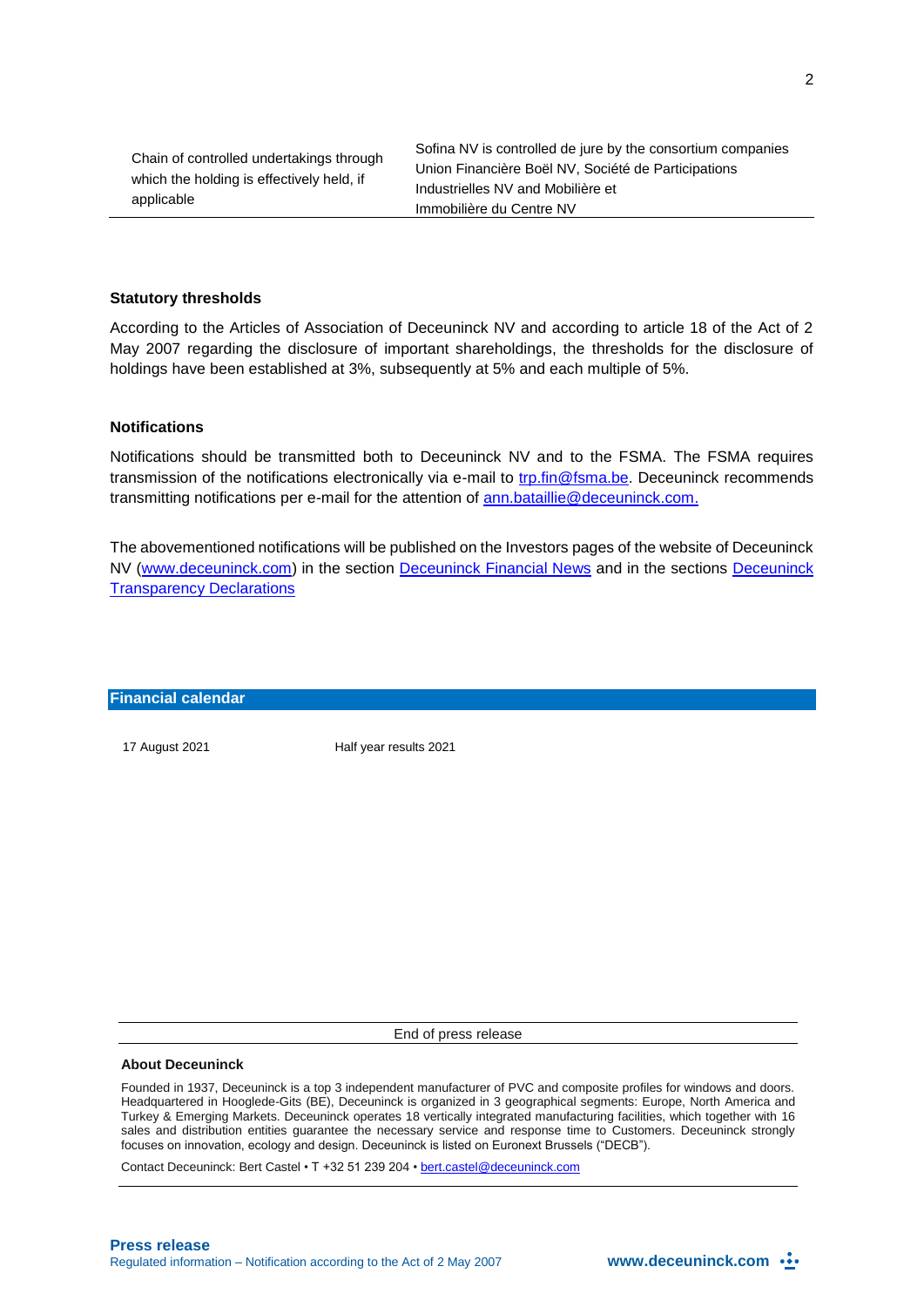| | |
|---|---|
| Chain of controlled undertakings through which the holding is effectively held, if applicable | Sofina NV is controlled de jure by the consortium companies Union Financière Boël NV, Société de Participations Industrielles NV and Mobilière et Immobilière du Centre NV |

**Statutory thresholds**

According to the Articles of Association of Deceuninck NV and according to article 18 of the Act of 2 May 2007 regarding the disclosure of important shareholdings, the thresholds for the disclosure of holdings have been established at 3%, subsequently at 5% and each multiple of 5%.

**Notifications**

Notifications should be transmitted both to Deceuninck NV and to the FSMA. The FSMA requires transmission of the notifications electronically via e-mail to trp.fin@fsma.be. Deceuninck recommends transmitting notifications per e-mail for the attention of ann.bataillie@deceuninck.com.

The abovementioned notifications will be published on the Investors pages of the website of Deceuninck NV (www.deceuninck.com) in the section Deceuninck Financial News and in the sections Deceuninck Transparency Declarations

## Financial calendar

| | |
|---|---|
| 17 August 2021 | Half year results 2021 |

End of press release

**About Deceuninck**

Founded in 1937, Deceuninck is a top 3 independent manufacturer of PVC and composite profiles for windows and doors. Headquartered in Hooglede-Gits (BE), Deceuninck is organized in 3 geographical segments: Europe, North America and Turkey & Emerging Markets. Deceuninck operates 18 vertically integrated manufacturing facilities, which together with 16 sales and distribution entities guarantee the necessary service and response time to Customers. Deceuninck strongly focuses on innovation, ecology and design. Deceuninck is listed on Euronext Brussels ("DECB").

Contact Deceuninck: Bert Castel • T +32 51 239 204 • bert.castel@deceuninck.com